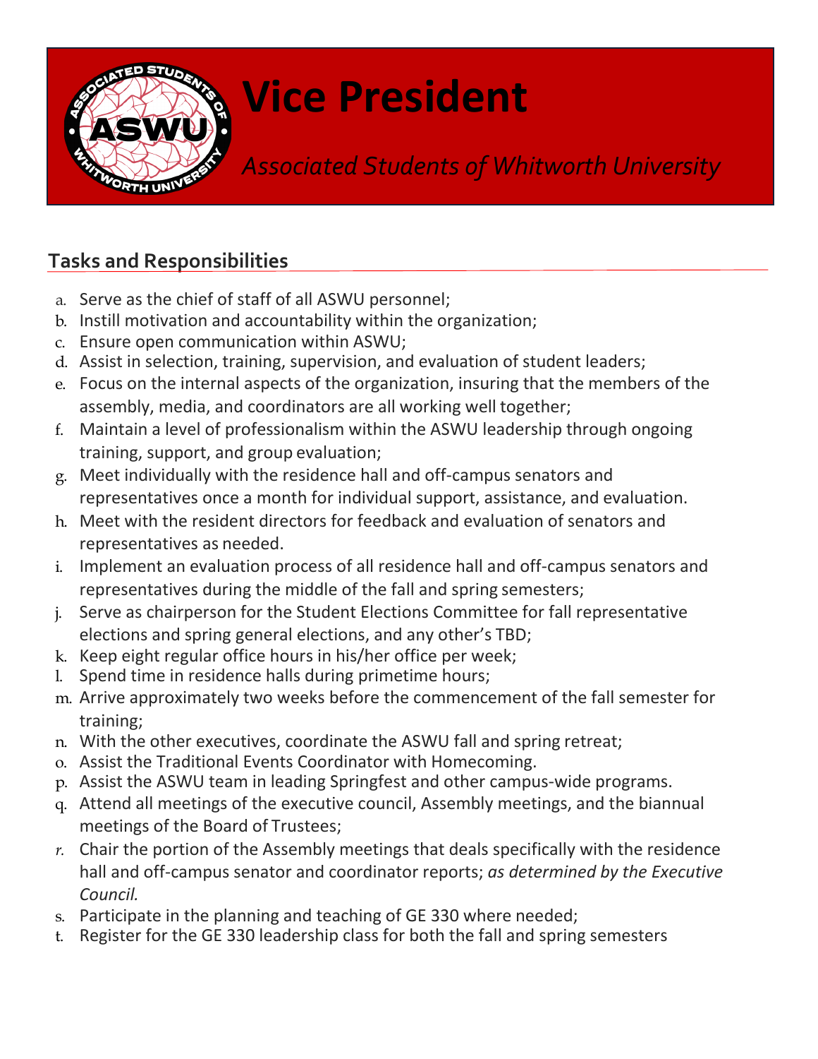# Vice President

*Associated Students of Whitworth University*

## Tasks and Responsibilities

a. Serve as the chief of staff of all ASWU personnel;
b. Instill motivation and accountability within the organization;
c. Ensure open communication within ASWU;
d. Assist in selection, training, supervision, and evaluation of student leaders;
e. Focus on the internal aspects of the organization, insuring that the members of the assembly, media, and coordinators are all working well together;
f. Maintain a level of professionalism within the ASWU leadership through ongoing training, support, and group evaluation;
g. Meet individually with the residence hall and off-campus senators and representatives once a month for individual support, assistance, and evaluation.
h. Meet with the resident directors for feedback and evaluation of senators and representatives as needed.
i. Implement an evaluation process of all residence hall and off-campus senators and representatives during the middle of the fall and spring semesters;
j. Serve as chairperson for the Student Elections Committee for fall representative elections and spring general elections, and any other's TBD;
k. Keep eight regular office hours in his/her office per week;
l. Spend time in residence halls during primetime hours;
m. Arrive approximately two weeks before the commencement of the fall semester for training;
n. With the other executives, coordinate the ASWU fall and spring retreat;
o. Assist the Traditional Events Coordinator with Homecoming.
p. Assist the ASWU team in leading Springfest and other campus-wide programs.
q. Attend all meetings of the executive council, Assembly meetings, and the biannual meetings of the Board of Trustees;
*r.* Chair the portion of the Assembly meetings that deals specifically with the residence hall and off-campus senator and coordinator reports; *as determined by the Executive Council.*
s. Participate in the planning and teaching of GE 330 where needed;
t. Register for the GE 330 leadership class for both the fall and spring semesters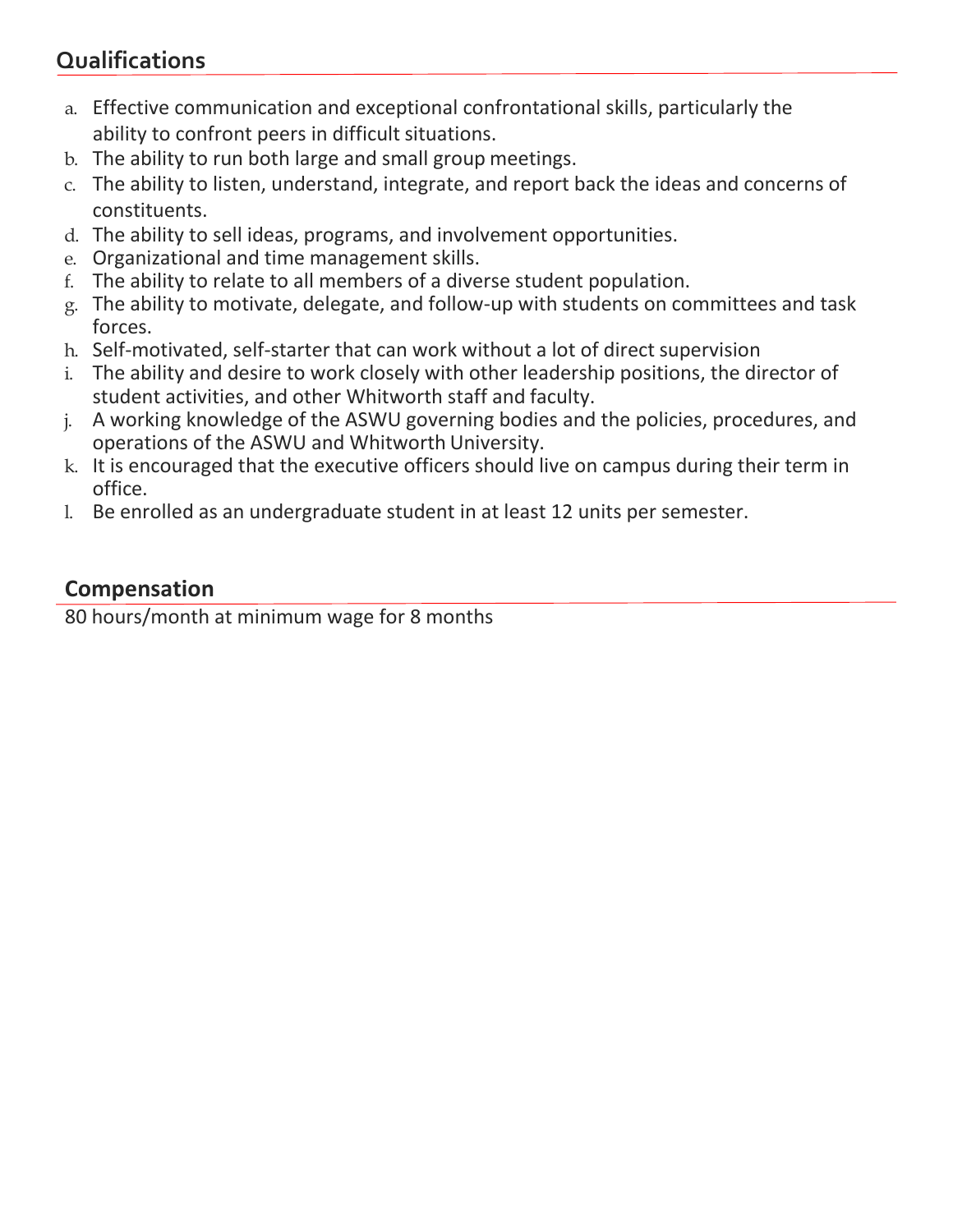## Qualifications

a. Effective communication and exceptional confrontational skills, particularly the ability to confront peers in difficult situations.
b. The ability to run both large and small group meetings.
c. The ability to listen, understand, integrate, and report back the ideas and concerns of constituents.
d. The ability to sell ideas, programs, and involvement opportunities.
e. Organizational and time management skills.
f. The ability to relate to all members of a diverse student population.
g. The ability to motivate, delegate, and follow-up with students on committees and task forces.
h. Self-motivated, self-starter that can work without a lot of direct supervision
i. The ability and desire to work closely with other leadership positions, the director of student activities, and other Whitworth staff and faculty.
j. A working knowledge of the ASWU governing bodies and the policies, procedures, and operations of the ASWU and Whitworth University.
k. It is encouraged that the executive officers should live on campus during their term in office.
l. Be enrolled as an undergraduate student in at least 12 units per semester.

## Compensation

80 hours/month at minimum wage for 8 months